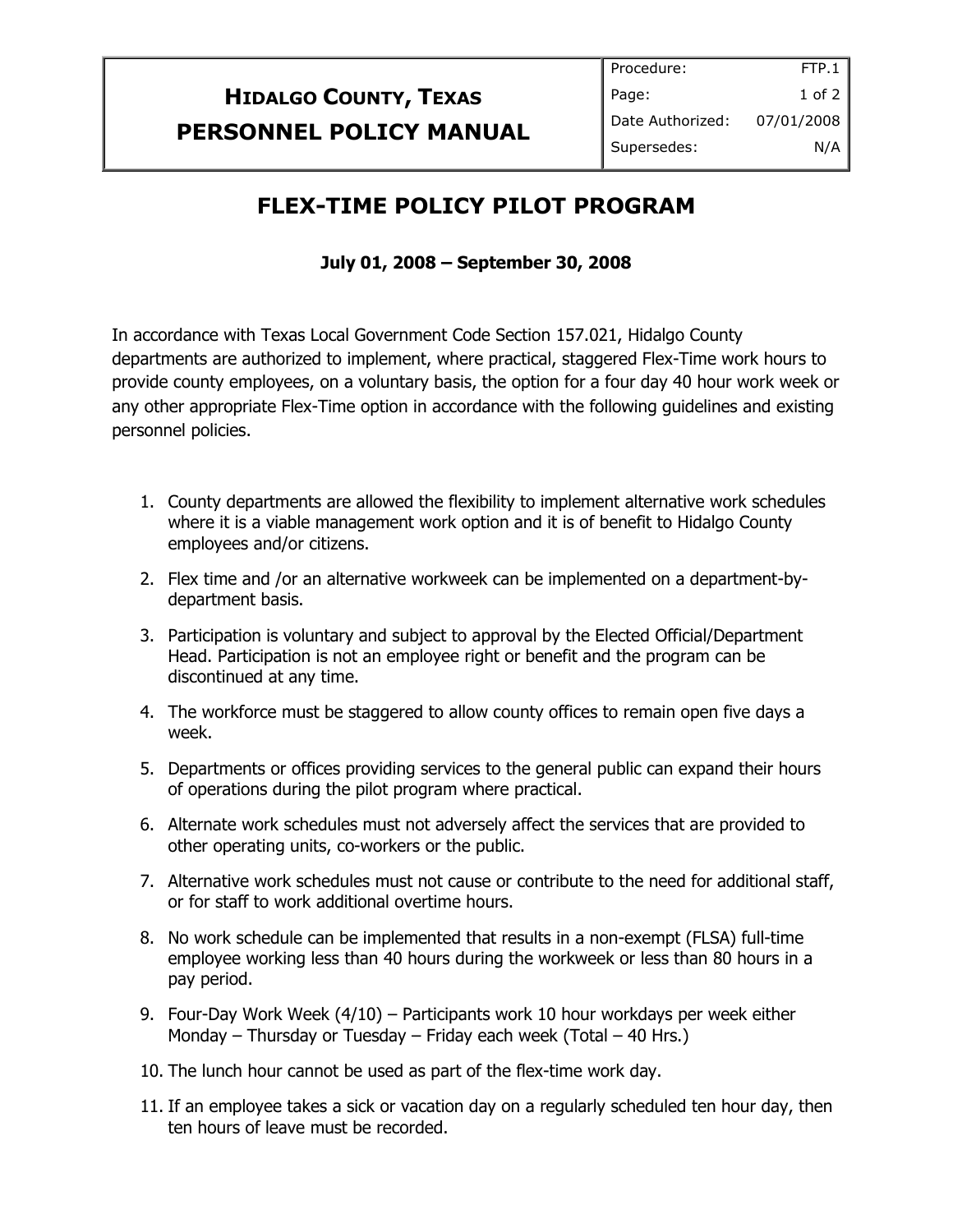# HIDALGO COUNTY, TEXAS
# PERSONNEL POLICY MANUAL

| Procedure: | FTP.1 |
| --- | --- |
| Date Authorized: | 07/01/2008 |
| Supersedes: | N/A |

## FLEX-TIME POLICY PILOT PROGRAM

**July 01, 2008 – September 30, 2008**

In accordance with Texas Local Government Code Section 157.021, Hidalgo County departments are authorized to implement, where practical, staggered Flex-Time work hours to provide county employees, on a voluntary basis, the option for a four day 40 hour work week or any other appropriate Flex-Time option in accordance with the following guidelines and existing personnel policies.

1. County departments are allowed the flexibility to implement alternative work schedules where it is a viable management work option and it is of benefit to Hidalgo County employees and/or citizens.
2. Flex time and /or an alternative workweek can be implemented on a department-by-department basis.
3. Participation is voluntary and subject to approval by the Elected Official/Department Head. Participation is not an employee right or benefit and the program can be discontinued at any time.
4. The workforce must be staggered to allow county offices to remain open five days a week.
5. Departments or offices providing services to the general public can expand their hours of operations during the pilot program where practical.
6. Alternate work schedules must not adversely affect the services that are provided to other operating units, co-workers or the public.
7. Alternative work schedules must not cause or contribute to the need for additional staff, or for staff to work additional overtime hours.
8. No work schedule can be implemented that results in a non-exempt (FLSA) full-time employee working less than 40 hours during the workweek or less than 80 hours in a pay period.
9. Four-Day Work Week (4/10) – Participants work 10 hour workdays per week either Monday – Thursday or Tuesday – Friday each week (Total – 40 Hrs.)
10. The lunch hour cannot be used as part of the flex-time work day.
11. If an employee takes a sick or vacation day on a regularly scheduled ten hour day, then ten hours of leave must be recorded.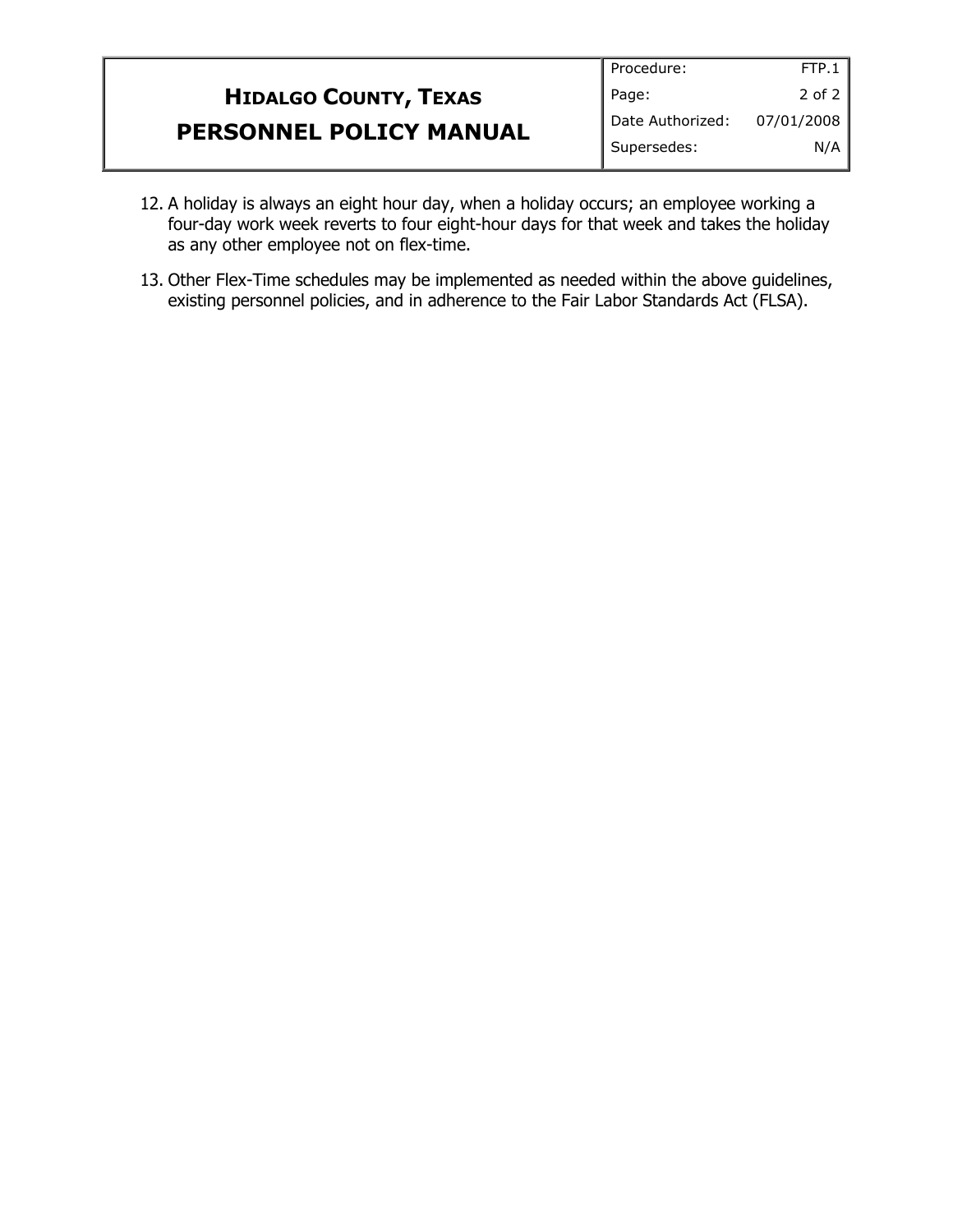12. A holiday is always an eight hour day, when a holiday occurs; an employee working a four-day work week reverts to four eight-hour days for that week and takes the holiday as any other employee not on flex-time.

13. Other Flex-Time schedules may be implemented as needed within the above guidelines, existing personnel policies, and in adherence to the Fair Labor Standards Act (FLSA).